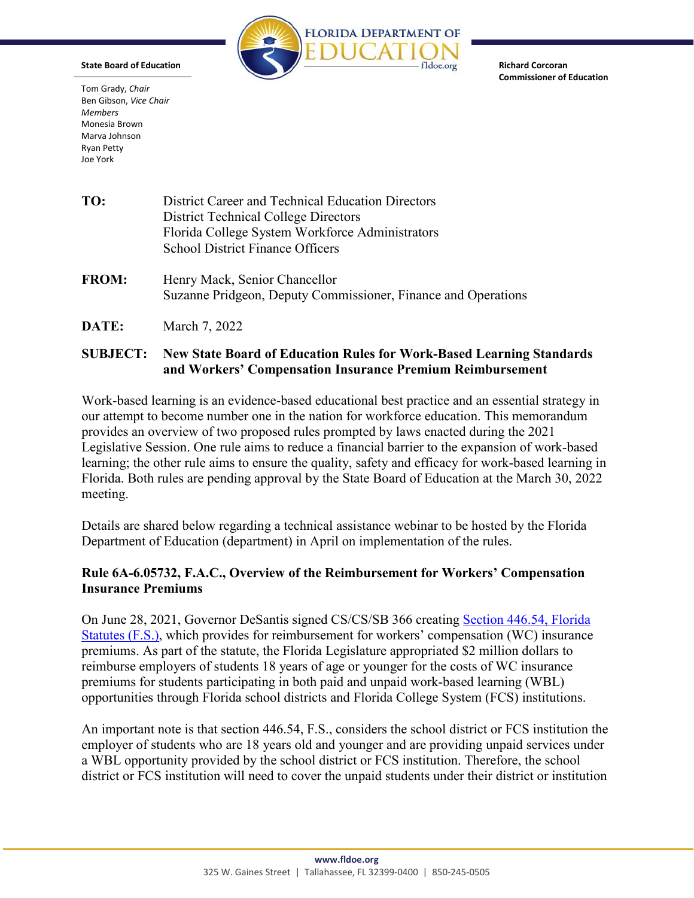**State Board of Education**

Tom Grady, *Chair*
Ben Gibson, *Vice Chair*
*Members*
Monesia Brown
Marva Johnson
Ryan Petty
Joe York

**Richard Corcoran**
**Commissioner of Education**

**TO:** District Career and Technical Education Directors
District Technical College Directors
Florida College System Workforce Administrators
School District Finance Officers

**FROM:** Henry Mack, Senior Chancellor
Suzanne Pridgeon, Deputy Commissioner, Finance and Operations

**DATE:** March 7, 2022

**SUBJECT:** **New State Board of Education Rules for Work-Based Learning Standards and Workers' Compensation Insurance Premium Reimbursement**

Work-based learning is an evidence-based educational best practice and an essential strategy in our attempt to become number one in the nation for workforce education. This memorandum provides an overview of two proposed rules prompted by laws enacted during the 2021 Legislative Session. One rule aims to reduce a financial barrier to the expansion of work-based learning; the other rule aims to ensure the quality, safety and efficacy for work-based learning in Florida. Both rules are pending approval by the State Board of Education at the March 30, 2022 meeting.

Details are shared below regarding a technical assistance webinar to be hosted by the Florida Department of Education (department) in April on implementation of the rules.

**Rule 6A-6.05732, F.A.C., Overview of the Reimbursement for Workers' Compensation Insurance Premiums**

On June 28, 2021, Governor DeSantis signed CS/CS/SB 366 creating Section 446.54, Florida Statutes (F.S.), which provides for reimbursement for workers' compensation (WC) insurance premiums. As part of the statute, the Florida Legislature appropriated $2 million dollars to reimburse employers of students 18 years of age or younger for the costs of WC insurance premiums for students participating in both paid and unpaid work-based learning (WBL) opportunities through Florida school districts and Florida College System (FCS) institutions.

An important note is that section 446.54, F.S., considers the school district or FCS institution the employer of students who are 18 years old and younger and are providing unpaid services under a WBL opportunity provided by the school district or FCS institution. Therefore, the school district or FCS institution will need to cover the unpaid students under their district or institution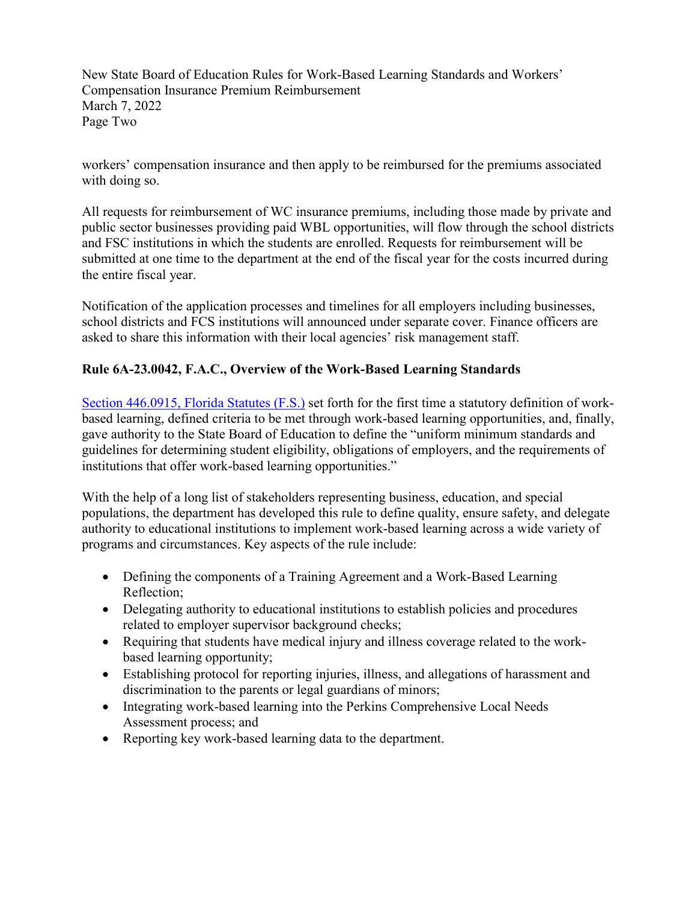workers' compensation insurance and then apply to be reimbursed for the premiums associated with doing so.

All requests for reimbursement of WC insurance premiums, including those made by private and public sector businesses providing paid WBL opportunities, will flow through the school districts and FSC institutions in which the students are enrolled. Requests for reimbursement will be submitted at one time to the department at the end of the fiscal year for the costs incurred during the entire fiscal year.

Notification of the application processes and timelines for all employers including businesses, school districts and FCS institutions will announced under separate cover. Finance officers are asked to share this information with their local agencies' risk management staff.

**Rule 6A-23.0042, F.A.C., Overview of the Work-Based Learning Standards**

[Section 446.0915, Florida Statutes (F.S.)] set forth for the first time a statutory definition of work-based learning, defined criteria to be met through work-based learning opportunities, and, finally, gave authority to the State Board of Education to define the "uniform minimum standards and guidelines for determining student eligibility, obligations of employers, and the requirements of institutions that offer work-based learning opportunities."

With the help of a long list of stakeholders representing business, education, and special populations, the department has developed this rule to define quality, ensure safety, and delegate authority to educational institutions to implement work-based learning across a wide variety of programs and circumstances. Key aspects of the rule include:

- Defining the components of a Training Agreement and a Work-Based Learning Reflection;
- Delegating authority to educational institutions to establish policies and procedures related to employer supervisor background checks;
- Requiring that students have medical injury and illness coverage related to the work-based learning opportunity;
- Establishing protocol for reporting injuries, illness, and allegations of harassment and discrimination to the parents or legal guardians of minors;
- Integrating work-based learning into the Perkins Comprehensive Local Needs Assessment process; and
- Reporting key work-based learning data to the department.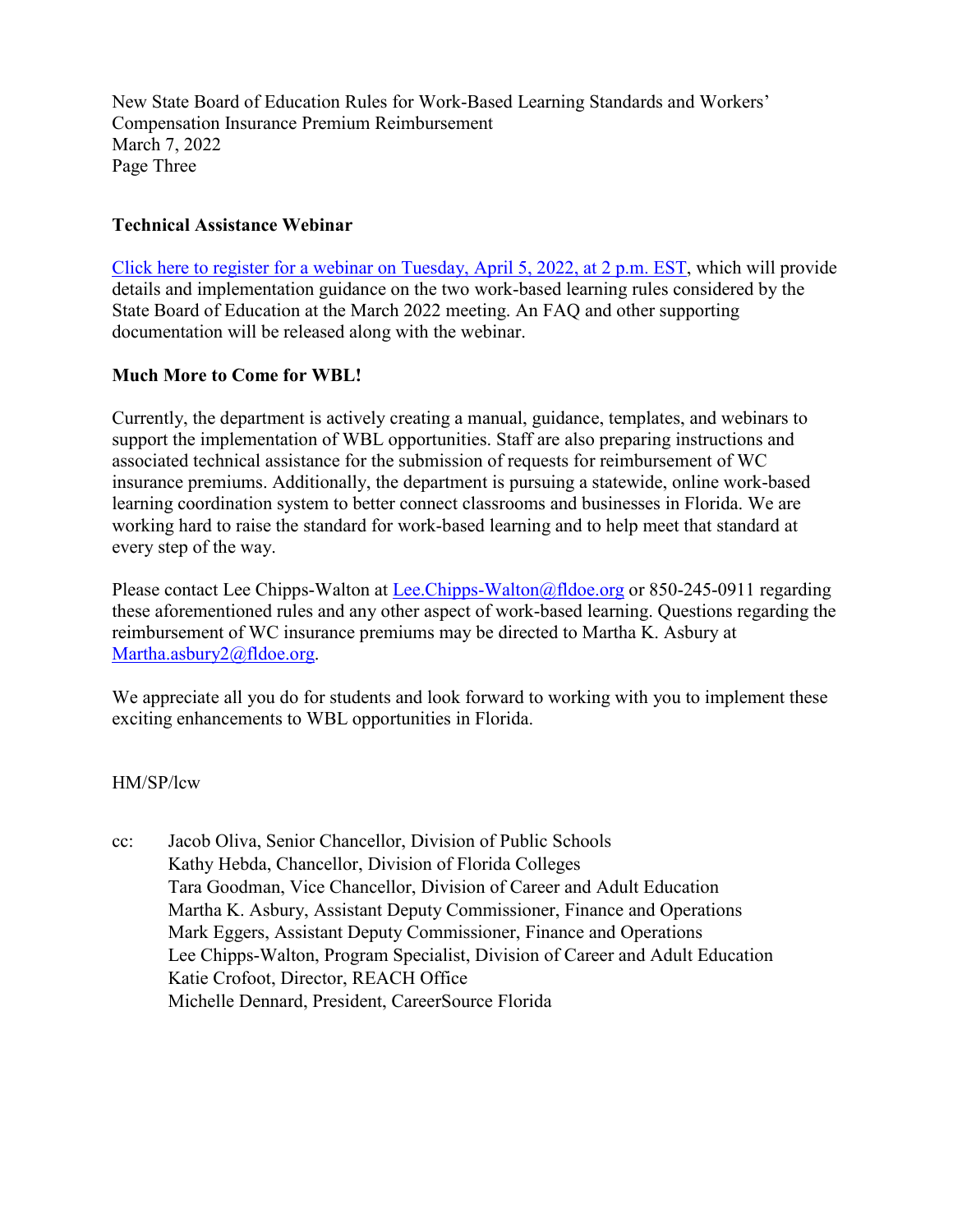### Technical Assistance Webinar

Click here to register for a webinar on Tuesday, April 5, 2022, at 2 p.m. EST, which will provide details and implementation guidance on the two work-based learning rules considered by the State Board of Education at the March 2022 meeting. An FAQ and other supporting documentation will be released along with the webinar.

### Much More to Come for WBL!

Currently, the department is actively creating a manual, guidance, templates, and webinars to support the implementation of WBL opportunities. Staff are also preparing instructions and associated technical assistance for the submission of requests for reimbursement of WC insurance premiums. Additionally, the department is pursuing a statewide, online work-based learning coordination system to better connect classrooms and businesses in Florida. We are working hard to raise the standard for work-based learning and to help meet that standard at every step of the way.

Please contact Lee Chipps-Walton at Lee.Chipps-Walton@fldoe.org or 850-245-0911 regarding these aforementioned rules and any other aspect of work-based learning. Questions regarding the reimbursement of WC insurance premiums may be directed to Martha K. Asbury at Martha.asbury2@fldoe.org.

We appreciate all you do for students and look forward to working with you to implement these exciting enhancements to WBL opportunities in Florida.

HM/SP/lcw

cc: Jacob Oliva, Senior Chancellor, Division of Public Schools
Kathy Hebda, Chancellor, Division of Florida Colleges
Tara Goodman, Vice Chancellor, Division of Career and Adult Education
Martha K. Asbury, Assistant Deputy Commissioner, Finance and Operations
Mark Eggers, Assistant Deputy Commissioner, Finance and Operations
Lee Chipps-Walton, Program Specialist, Division of Career and Adult Education
Katie Crofoot, Director, REACH Office
Michelle Dennard, President, CareerSource Florida